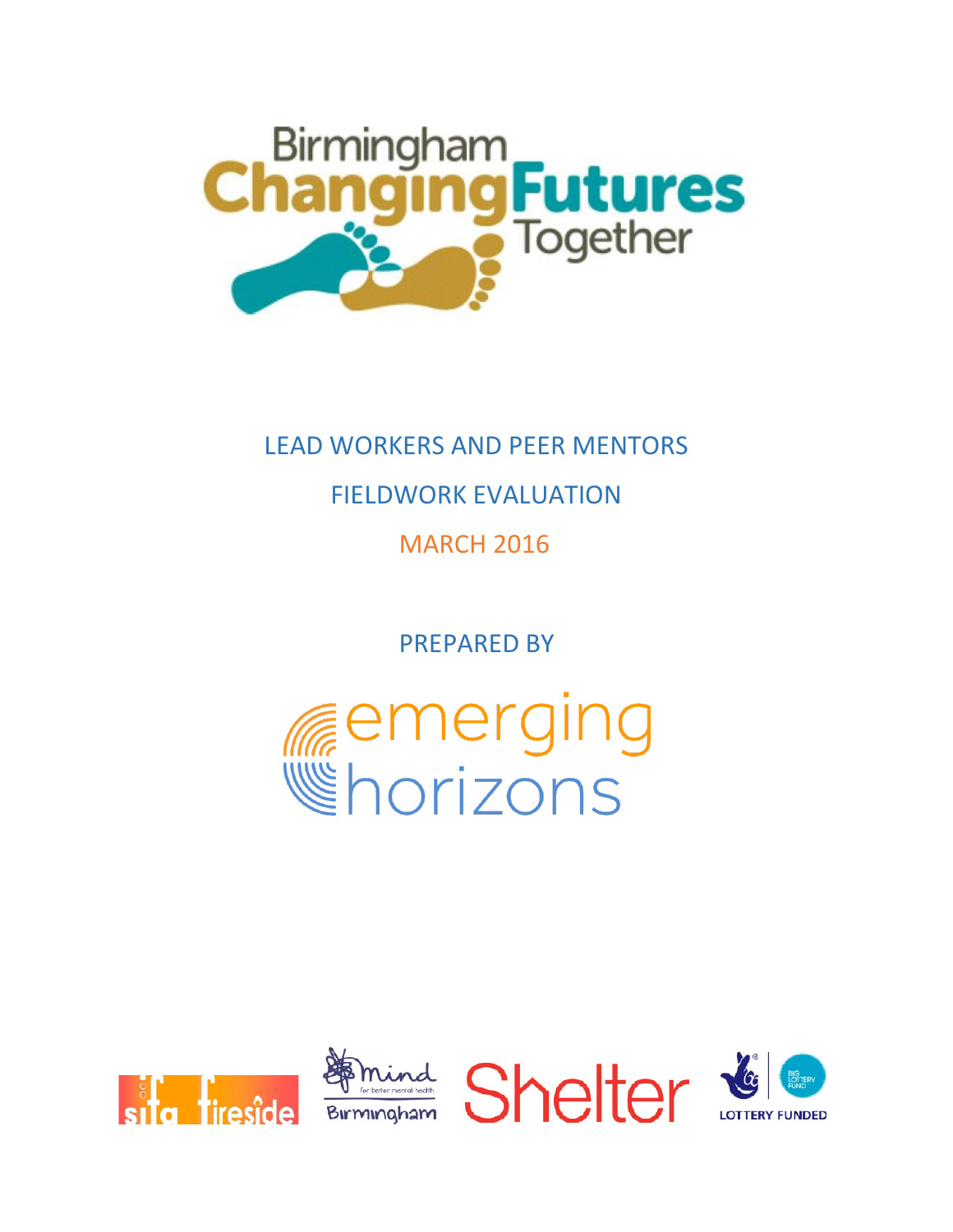Birmingham Changing Futures Together

# LEAD WORKERS AND PEER MENTORS

# FIELDWORK EVALUATION

## MARCH 2016

PREPARED BY

emerging horizons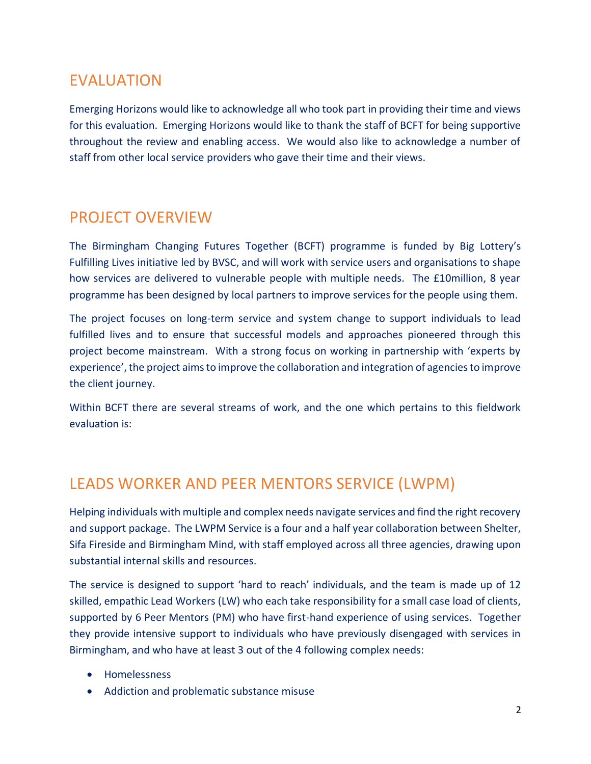## EVALUATION

Emerging Horizons would like to acknowledge all who took part in providing their time and views for this evaluation. Emerging Horizons would like to thank the staff of BCFT for being supportive throughout the review and enabling access. We would also like to acknowledge a number of staff from other local service providers who gave their time and their views.

## PROJECT OVERVIEW

The Birmingham Changing Futures Together (BCFT) programme is funded by Big Lottery's Fulfilling Lives initiative led by BVSC, and will work with service users and organisations to shape how services are delivered to vulnerable people with multiple needs. The £10million, 8 year programme has been designed by local partners to improve services for the people using them.

The project focuses on long-term service and system change to support individuals to lead fulfilled lives and to ensure that successful models and approaches pioneered through this project become mainstream. With a strong focus on working in partnership with 'experts by experience', the project aims to improve the collaboration and integration of agencies to improve the client journey.

Within BCFT there are several streams of work, and the one which pertains to this fieldwork evaluation is:

## LEADS WORKER AND PEER MENTORS SERVICE (LWPM)

Helping individuals with multiple and complex needs navigate services and find the right recovery and support package. The LWPM Service is a four and a half year collaboration between Shelter, Sifa Fireside and Birmingham Mind, with staff employed across all three agencies, drawing upon substantial internal skills and resources.

The service is designed to support 'hard to reach' individuals, and the team is made up of 12 skilled, empathic Lead Workers (LW) who each take responsibility for a small case load of clients, supported by 6 Peer Mentors (PM) who have first-hand experience of using services. Together they provide intensive support to individuals who have previously disengaged with services in Birmingham, and who have at least 3 out of the 4 following complex needs:

- Homelessness
- Addiction and problematic substance misuse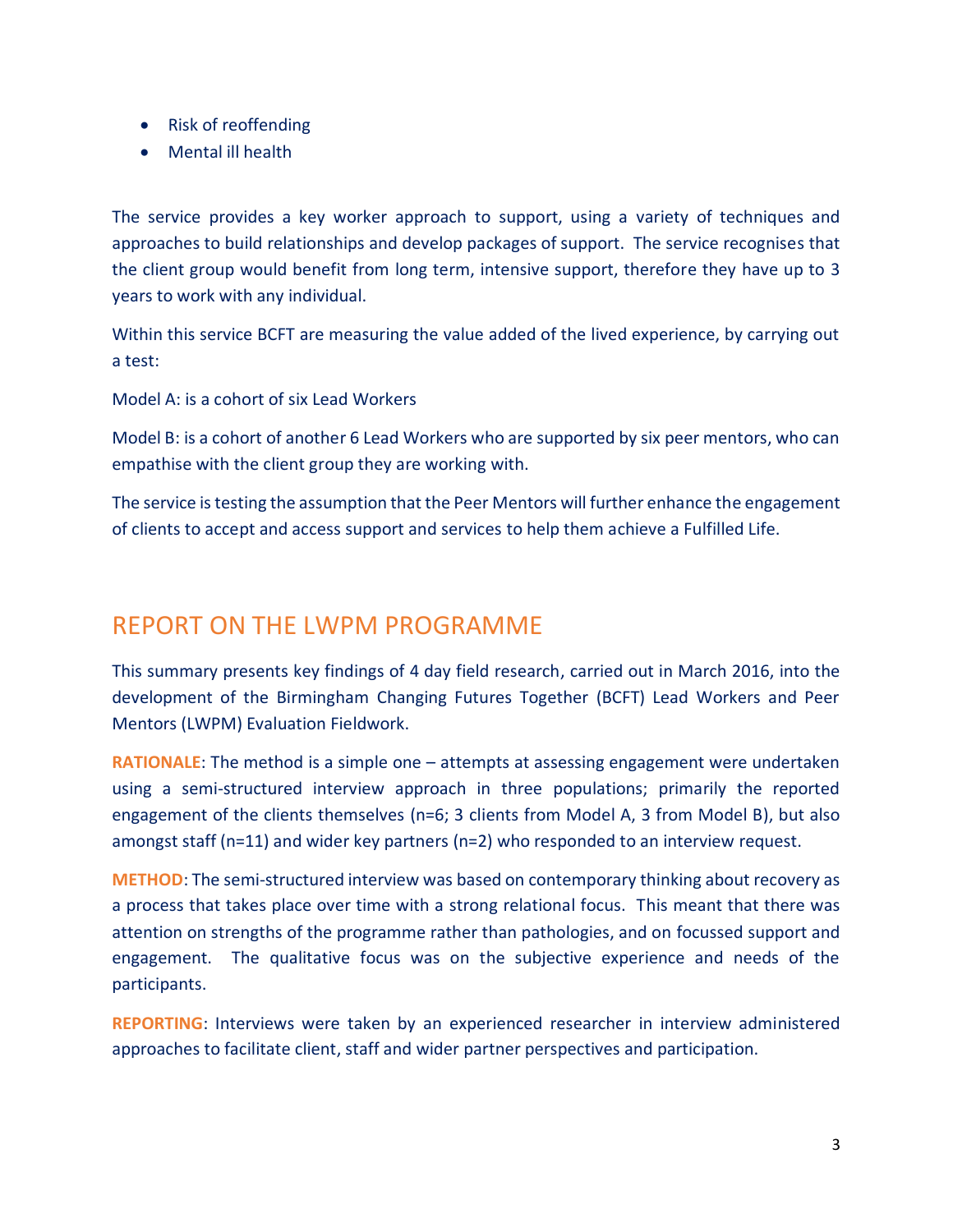- Risk of reoffending
- Mental ill health

The service provides a key worker approach to support, using a variety of techniques and approaches to build relationships and develop packages of support. The service recognises that the client group would benefit from long term, intensive support, therefore they have up to 3 years to work with any individual.

Within this service BCFT are measuring the value added of the lived experience, by carrying out a test:

Model A: is a cohort of six Lead Workers

Model B: is a cohort of another 6 Lead Workers who are supported by six peer mentors, who can empathise with the client group they are working with.

The service is testing the assumption that the Peer Mentors will further enhance the engagement of clients to accept and access support and services to help them achieve a Fulfilled Life.

## REPORT ON THE LWPM PROGRAMME

This summary presents key findings of 4 day field research, carried out in March 2016, into the development of the Birmingham Changing Futures Together (BCFT) Lead Workers and Peer Mentors (LWPM) Evaluation Fieldwork.

**RATIONALE**: The method is a simple one – attempts at assessing engagement were undertaken using a semi-structured interview approach in three populations; primarily the reported engagement of the clients themselves (n=6; 3 clients from Model A, 3 from Model B), but also amongst staff (n=11) and wider key partners (n=2) who responded to an interview request.

**METHOD**: The semi-structured interview was based on contemporary thinking about recovery as a process that takes place over time with a strong relational focus. This meant that there was attention on strengths of the programme rather than pathologies, and on focussed support and engagement. The qualitative focus was on the subjective experience and needs of the participants.

**REPORTING**: Interviews were taken by an experienced researcher in interview administered approaches to facilitate client, staff and wider partner perspectives and participation.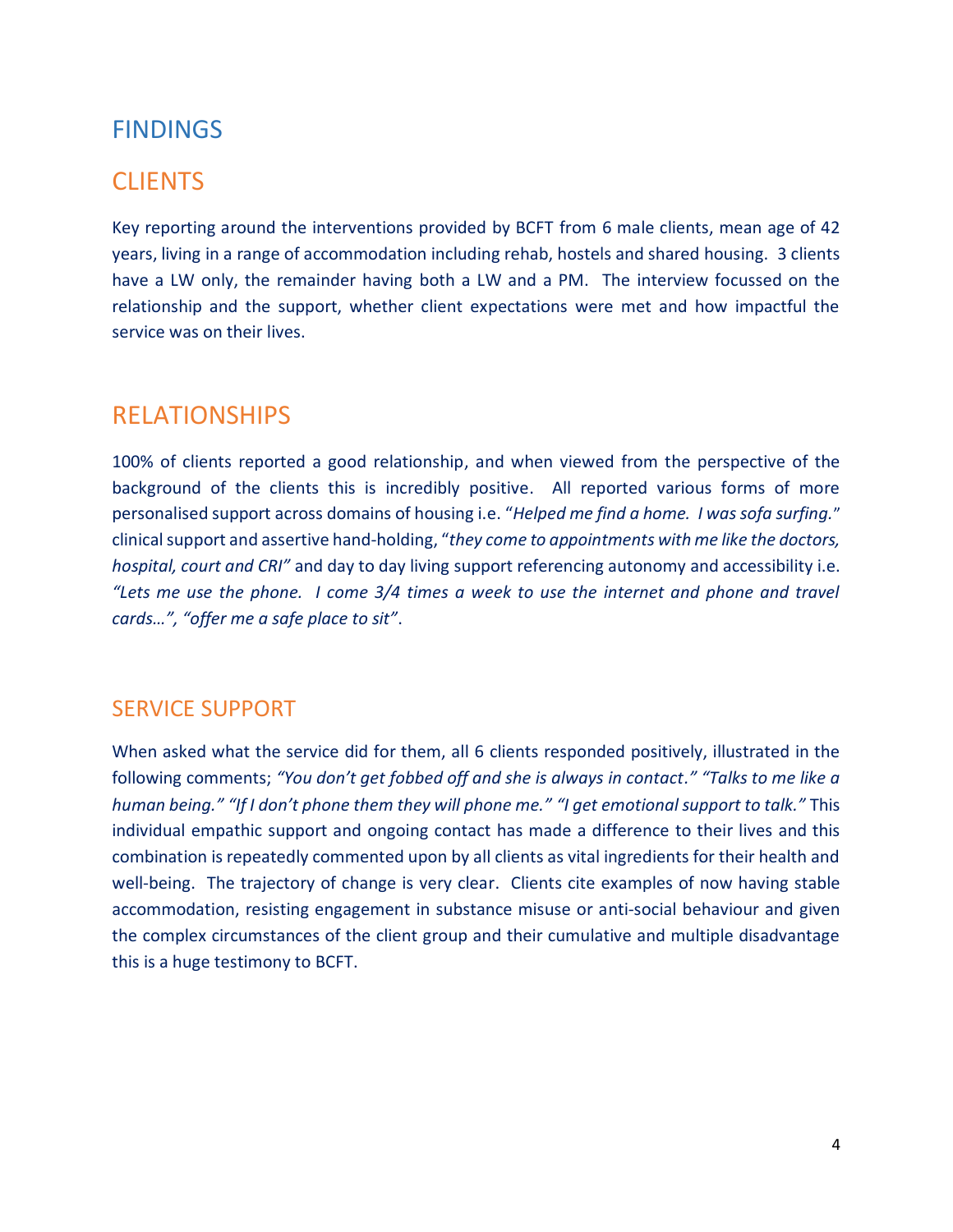# FINDINGS

## CLIENTS

Key reporting around the interventions provided by BCFT from 6 male clients, mean age of 42 years, living in a range of accommodation including rehab, hostels and shared housing. 3 clients have a LW only, the remainder having both a LW and a PM. The interview focussed on the relationship and the support, whether client expectations were met and how impactful the service was on their lives.

## RELATIONSHIPS

100% of clients reported a good relationship, and when viewed from the perspective of the background of the clients this is incredibly positive. All reported various forms of more personalised support across domains of housing i.e. "*Helped me find a home. I was sofa surfing.*" clinical support and assertive hand-holding, "*they come to appointments with me like the doctors, hospital, court and CRI"* and day to day living support referencing autonomy and accessibility i.e. *"Lets me use the phone. I come 3/4 times a week to use the internet and phone and travel cards…", "offer me a safe place to sit"*.

## SERVICE SUPPORT

When asked what the service did for them, all 6 clients responded positively, illustrated in the following comments; *"You don't get fobbed off and she is always in contact." "Talks to me like a human being." "If I don't phone them they will phone me." "I get emotional support to talk."* This individual empathic support and ongoing contact has made a difference to their lives and this combination is repeatedly commented upon by all clients as vital ingredients for their health and well-being. The trajectory of change is very clear. Clients cite examples of now having stable accommodation, resisting engagement in substance misuse or anti-social behaviour and given the complex circumstances of the client group and their cumulative and multiple disadvantage this is a huge testimony to BCFT.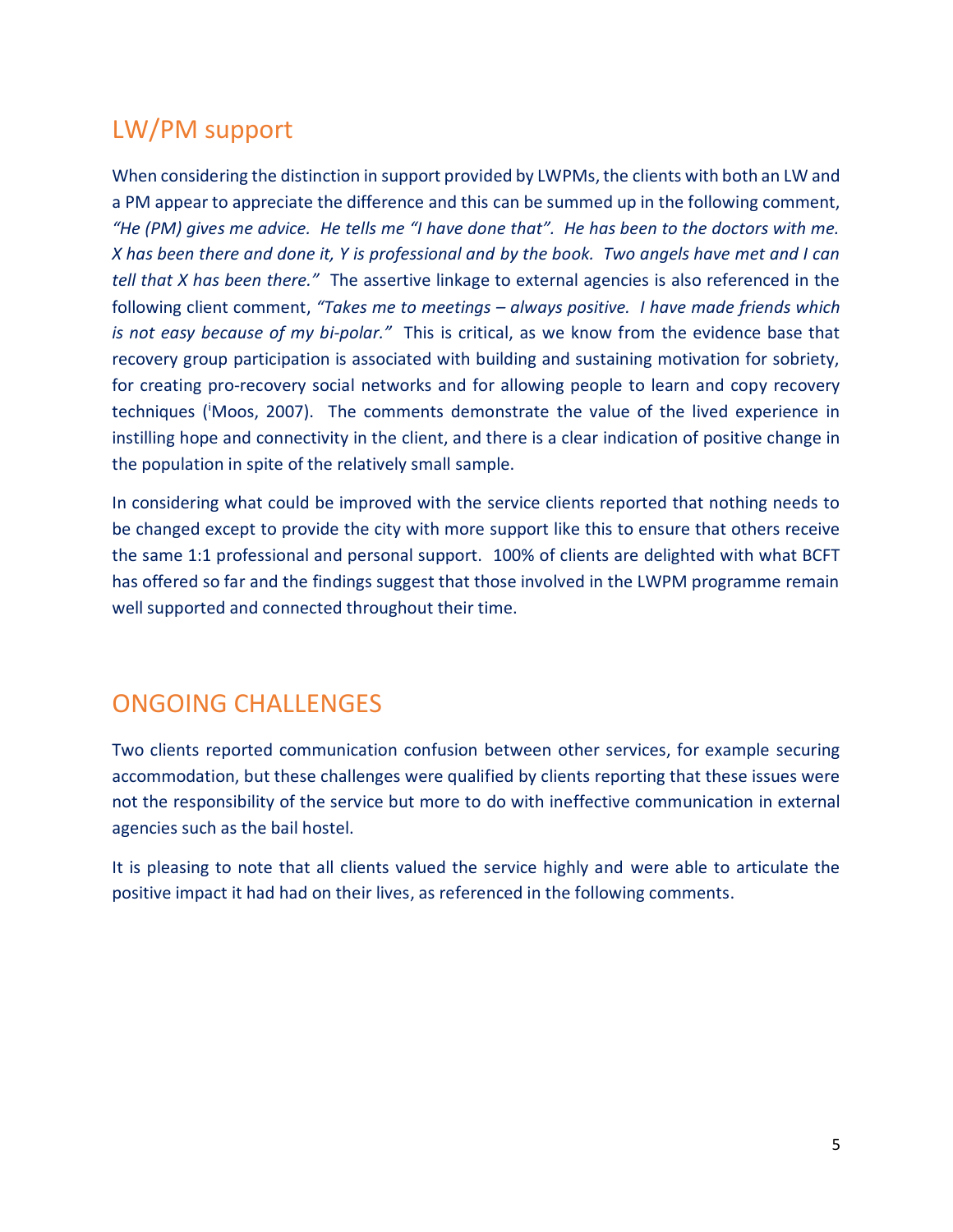## LW/PM support

When considering the distinction in support provided by LWPMs, the clients with both an LW and a PM appear to appreciate the difference and this can be summed up in the following comment, *"He (PM) gives me advice. He tells me "I have done that". He has been to the doctors with me. X has been there and done it, Y is professional and by the book. Two angels have met and I can tell that X has been there."* The assertive linkage to external agencies is also referenced in the following client comment, *"Takes me to meetings – always positive. I have made friends which is not easy because of my bi-polar."* This is critical, as we know from the evidence base that recovery group participation is associated with building and sustaining motivation for sobriety, for creating pro-recovery social networks and for allowing people to learn and copy recovery techniques ([i]Moos, 2007). The comments demonstrate the value of the lived experience in instilling hope and connectivity in the client, and there is a clear indication of positive change in the population in spite of the relatively small sample.

In considering what could be improved with the service clients reported that nothing needs to be changed except to provide the city with more support like this to ensure that others receive the same 1:1 professional and personal support. 100% of clients are delighted with what BCFT has offered so far and the findings suggest that those involved in the LWPM programme remain well supported and connected throughout their time.

## ONGOING CHALLENGES

Two clients reported communication confusion between other services, for example securing accommodation, but these challenges were qualified by clients reporting that these issues were not the responsibility of the service but more to do with ineffective communication in external agencies such as the bail hostel.

It is pleasing to note that all clients valued the service highly and were able to articulate the positive impact it had had on their lives, as referenced in the following comments.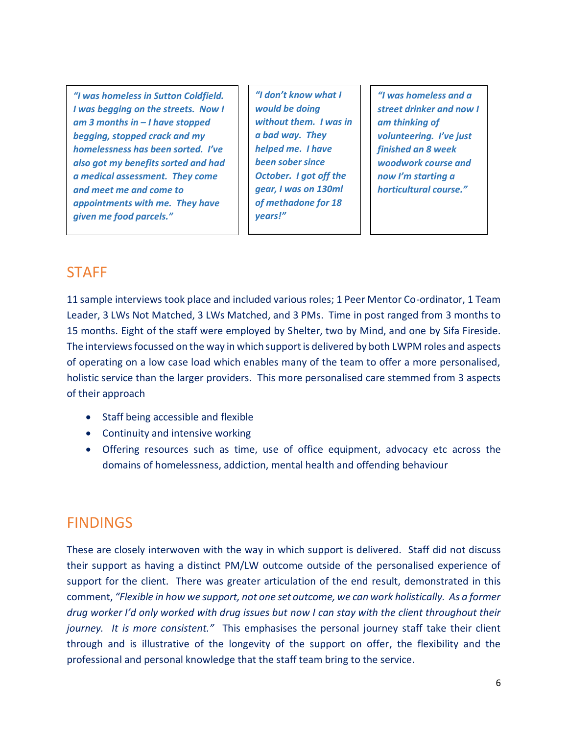> ***"I was homeless in Sutton Coldfield. I was begging on the streets. Now I am 3 months in – I have stopped begging, stopped crack and my homelessness has been sorted. I've also got my benefits sorted and had a medical assessment. They come and meet me and come to appointments with me. They have given me food parcels."***

> ***"I don't know what I would be doing without them. I was in a bad way. They helped me. I have been sober since October. I got off the gear, I was on 130ml of methadone for 18 years!"***

> ***"I was homeless and a street drinker and now I am thinking of volunteering. I've just finished an 8 week woodwork course and now I'm starting a horticultural course."***

## STAFF

11 sample interviews took place and included various roles; 1 Peer Mentor Co-ordinator, 1 Team Leader, 3 LWs Not Matched, 3 LWs Matched, and 3 PMs. Time in post ranged from 3 months to 15 months. Eight of the staff were employed by Shelter, two by Mind, and one by Sifa Fireside. The interviews focussed on the way in which support is delivered by both LWPM roles and aspects of operating on a low case load which enables many of the team to offer a more personalised, holistic service than the larger providers. This more personalised care stemmed from 3 aspects of their approach

- Staff being accessible and flexible
- Continuity and intensive working
- Offering resources such as time, use of office equipment, advocacy etc across the domains of homelessness, addiction, mental health and offending behaviour

## FINDINGS

These are closely interwoven with the way in which support is delivered. Staff did not discuss their support as having a distinct PM/LW outcome outside of the personalised experience of support for the client. There was greater articulation of the end result, demonstrated in this comment, *"Flexible in how we support, not one set outcome, we can work holistically. As a former drug worker I'd only worked with drug issues but now I can stay with the client throughout their journey. It is more consistent."* This emphasises the personal journey staff take their client through and is illustrative of the longevity of the support on offer, the flexibility and the professional and personal knowledge that the staff team bring to the service.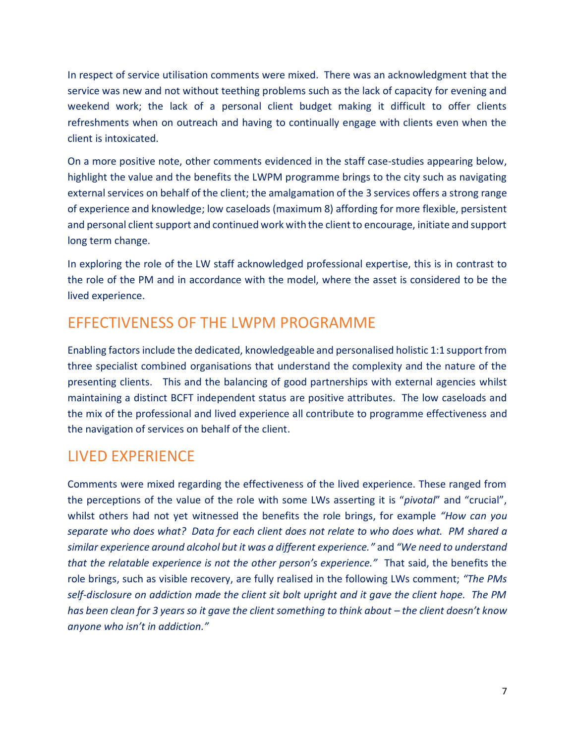In respect of service utilisation comments were mixed. There was an acknowledgment that the service was new and not without teething problems such as the lack of capacity for evening and weekend work; the lack of a personal client budget making it difficult to offer clients refreshments when on outreach and having to continually engage with clients even when the client is intoxicated.

On a more positive note, other comments evidenced in the staff case-studies appearing below, highlight the value and the benefits the LWPM programme brings to the city such as navigating external services on behalf of the client; the amalgamation of the 3 services offers a strong range of experience and knowledge; low caseloads (maximum 8) affording for more flexible, persistent and personal client support and continued work with the client to encourage, initiate and support long term change.

In exploring the role of the LW staff acknowledged professional expertise, this is in contrast to the role of the PM and in accordance with the model, where the asset is considered to be the lived experience.

## EFFECTIVENESS OF THE LWPM PROGRAMME

Enabling factors include the dedicated, knowledgeable and personalised holistic 1:1 support from three specialist combined organisations that understand the complexity and the nature of the presenting clients. This and the balancing of good partnerships with external agencies whilst maintaining a distinct BCFT independent status are positive attributes. The low caseloads and the mix of the professional and lived experience all contribute to programme effectiveness and the navigation of services on behalf of the client.

## LIVED EXPERIENCE

Comments were mixed regarding the effectiveness of the lived experience. These ranged from the perceptions of the value of the role with some LWs asserting it is "*pivotal*" and "crucial", whilst others had not yet witnessed the benefits the role brings, for example *"How can you separate who does what? Data for each client does not relate to who does what. PM shared a similar experience around alcohol but it was a different experience."* and *"We need to understand that the relatable experience is not the other person's experience."* That said, the benefits the role brings, such as visible recovery, are fully realised in the following LWs comment; *"The PMs self-disclosure on addiction made the client sit bolt upright and it gave the client hope. The PM has been clean for 3 years so it gave the client something to think about – the client doesn't know anyone who isn't in addiction."*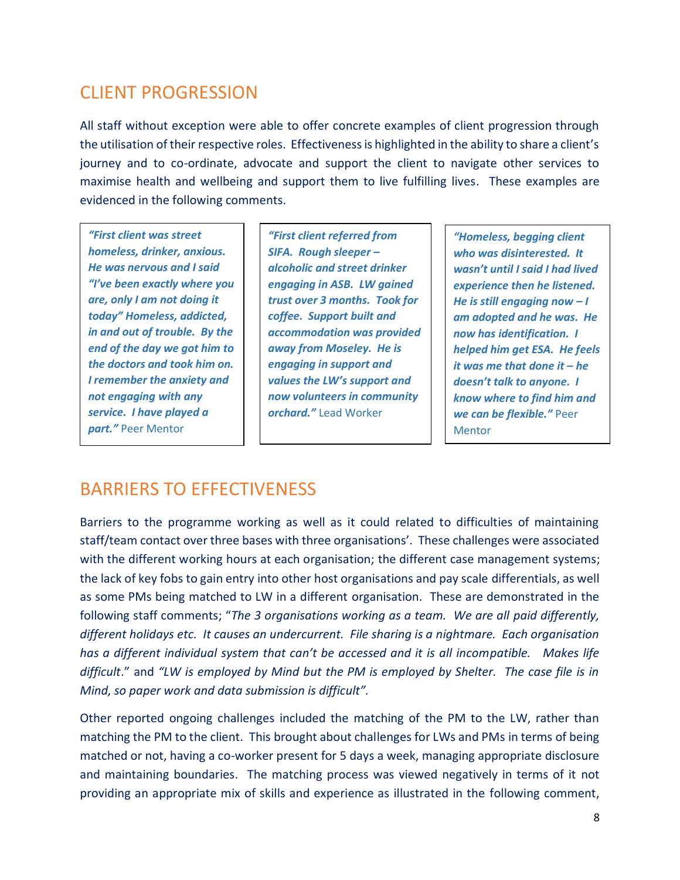## CLIENT PROGRESSION

All staff without exception were able to offer concrete examples of client progression through the utilisation of their respective roles. Effectiveness is highlighted in the ability to share a client's journey and to co-ordinate, advocate and support the client to navigate other services to maximise health and wellbeing and support them to live fulfilling lives. These examples are evidenced in the following comments.

> ***"First client was street homeless, drinker, anxious. He was nervous and I said "I've been exactly where you are, only I am not doing it today" Homeless, addicted, in and out of trouble. By the end of the day we got him to the doctors and took him on. I remember the anxiety and not engaging with any service. I have played a part."*** Peer Mentor

> ***"First client referred from SIFA. Rough sleeper – alcoholic and street drinker engaging in ASB. LW gained trust over 3 months. Took for coffee. Support built and accommodation was provided away from Moseley. He is engaging in support and values the LW's support and now volunteers in community orchard."*** Lead Worker

> ***"Homeless, begging client who was disinterested. It wasn't until I said I had lived experience then he listened. He is still engaging now – I am adopted and he was. He now has identification. I helped him get ESA. He feels it was me that done it – he doesn't talk to anyone. I know where to find him and we can be flexible."*** Peer Mentor

## BARRIERS TO EFFECTIVENESS

Barriers to the programme working as well as it could related to difficulties of maintaining staff/team contact over three bases with three organisations'. These challenges were associated with the different working hours at each organisation; the different case management systems; the lack of key fobs to gain entry into other host organisations and pay scale differentials, as well as some PMs being matched to LW in a different organisation. These are demonstrated in the following staff comments; "*The 3 organisations working as a team. We are all paid differently, different holidays etc. It causes an undercurrent. File sharing is a nightmare. Each organisation has a different individual system that can't be accessed and it is all incompatible. Makes life difficult*." and *"LW is employed by Mind but the PM is employed by Shelter. The case file is in Mind, so paper work and data submission is difficult".*

Other reported ongoing challenges included the matching of the PM to the LW, rather than matching the PM to the client. This brought about challenges for LWs and PMs in terms of being matched or not, having a co-worker present for 5 days a week, managing appropriate disclosure and maintaining boundaries. The matching process was viewed negatively in terms of it not providing an appropriate mix of skills and experience as illustrated in the following comment,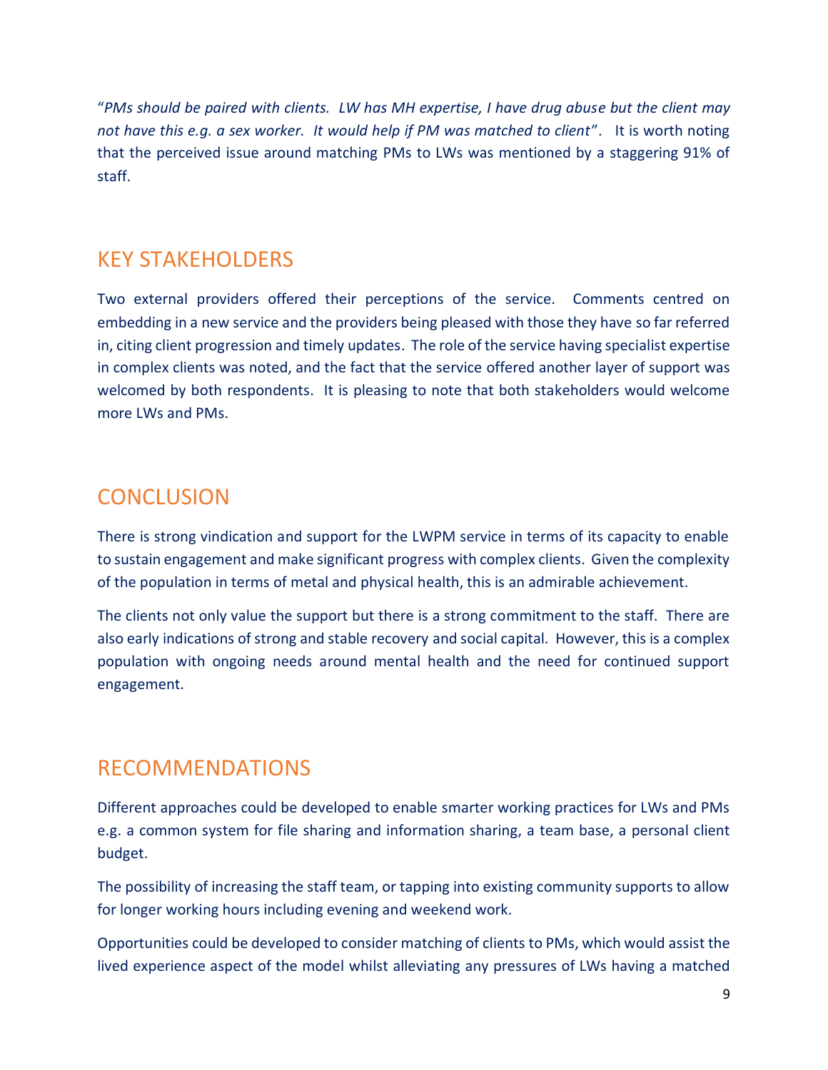“*PMs should be paired with clients. LW has MH expertise, I have drug abuse but the client may not have this e.g. a sex worker. It would help if PM was matched to client*”. It is worth noting that the perceived issue around matching PMs to LWs was mentioned by a staggering 91% of staff.

## KEY STAKEHOLDERS

Two external providers offered their perceptions of the service. Comments centred on embedding in a new service and the providers being pleased with those they have so far referred in, citing client progression and timely updates. The role of the service having specialist expertise in complex clients was noted, and the fact that the service offered another layer of support was welcomed by both respondents. It is pleasing to note that both stakeholders would welcome more LWs and PMs.

## CONCLUSION

There is strong vindication and support for the LWPM service in terms of its capacity to enable to sustain engagement and make significant progress with complex clients. Given the complexity of the population in terms of metal and physical health, this is an admirable achievement.

The clients not only value the support but there is a strong commitment to the staff. There are also early indications of strong and stable recovery and social capital. However, this is a complex population with ongoing needs around mental health and the need for continued support engagement.

## RECOMMENDATIONS

Different approaches could be developed to enable smarter working practices for LWs and PMs e.g. a common system for file sharing and information sharing, a team base, a personal client budget.

The possibility of increasing the staff team, or tapping into existing community supports to allow for longer working hours including evening and weekend work.

Opportunities could be developed to consider matching of clients to PMs, which would assist the lived experience aspect of the model whilst alleviating any pressures of LWs having a matched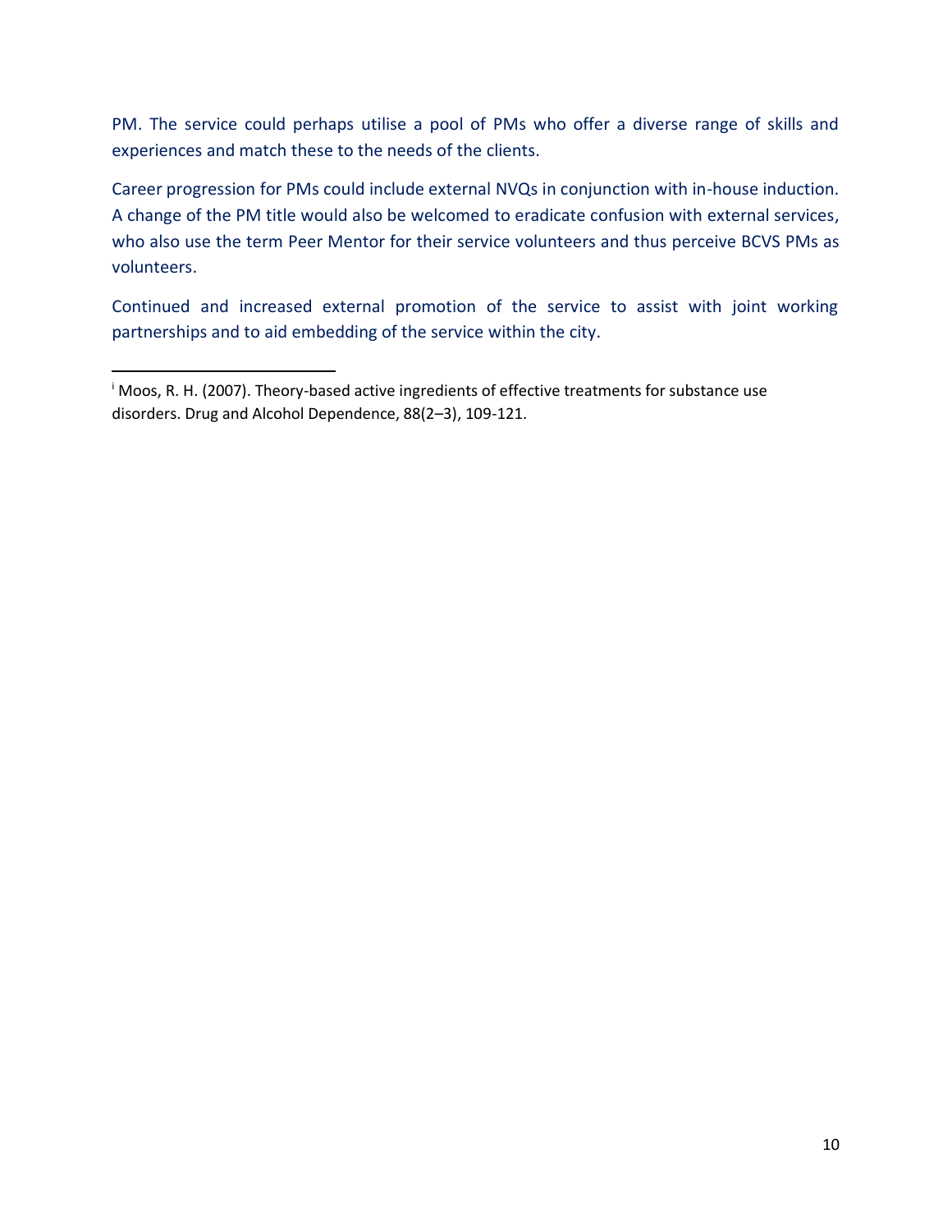PM. The service could perhaps utilise a pool of PMs who offer a diverse range of skills and experiences and match these to the needs of the clients.

Career progression for PMs could include external NVQs in conjunction with in-house induction. A change of the PM title would also be welcomed to eradicate confusion with external services, who also use the term Peer Mentor for their service volunteers and thus perceive BCVS PMs as volunteers.

Continued and increased external promotion of the service to assist with joint working partnerships and to aid embedding of the service within the city.

---

[i] Moos, R. H. (2007). Theory-based active ingredients of effective treatments for substance use disorders. Drug and Alcohol Dependence, 88(2–3), 109-121.